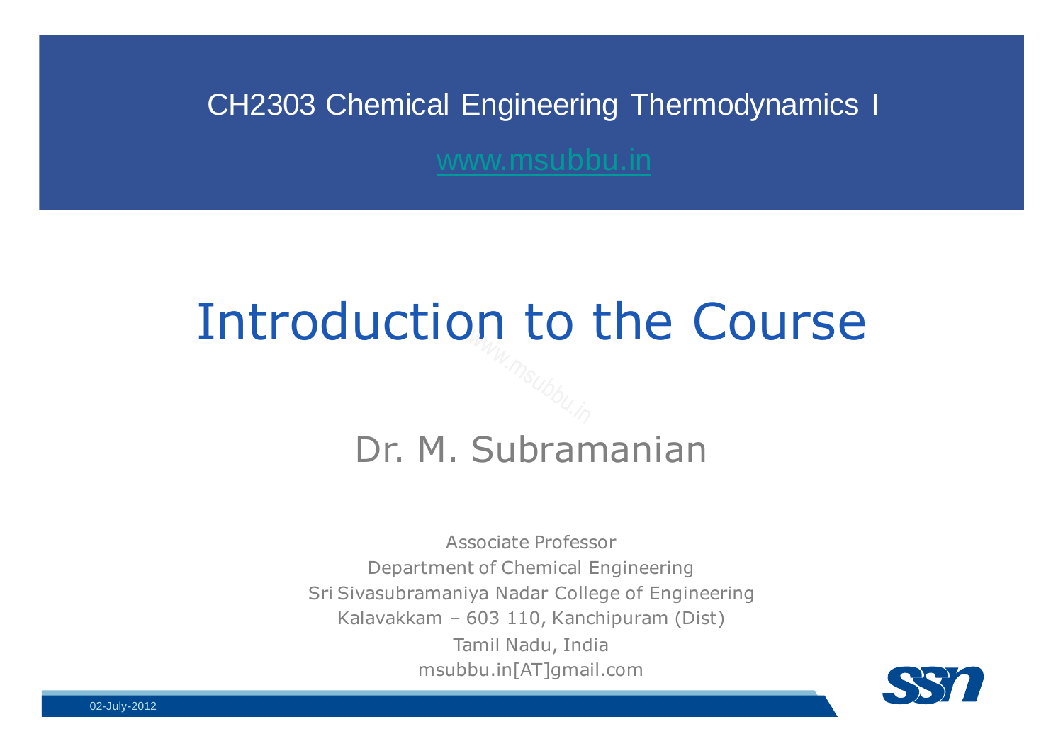CH2303 Chemical Engineering Thermodynamics I

www.msubbu.in

# Introduction to the Course

## Dr. M. Subramanian

Associate Professor
Department of Chemical Engineering
Sri Sivasubramaniya Nadar College of Engineering
Kalavakkam – 603 110, Kanchipuram (Dist)
Tamil Nadu, India
msubbu.in[AT]gmail.com

02-July-2012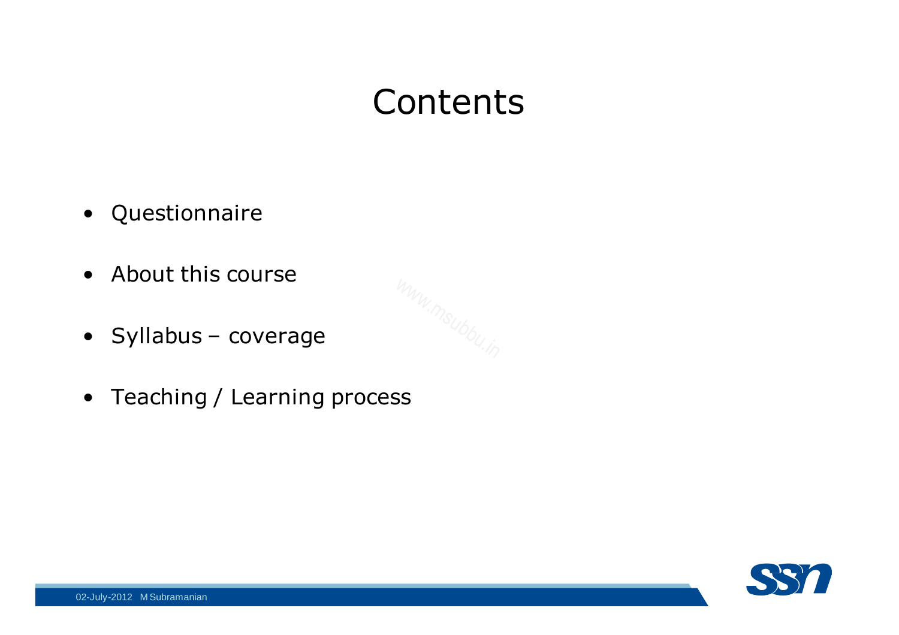# Contents

- Questionnaire
- About this course
- Syllabus – coverage
- Teaching / Learning process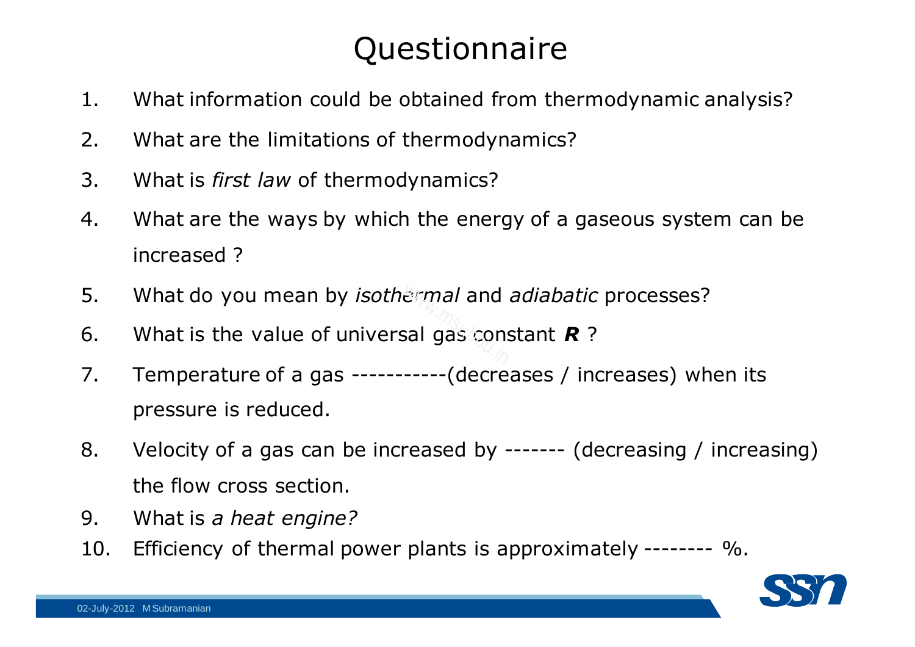# Questionnaire

1. What information could be obtained from thermodynamic analysis?
2. What are the limitations of thermodynamics?
3. What is *first law* of thermodynamics?
4. What are the ways by which the energy of a gaseous system can be increased ?
5. What do you mean by *isothermal* and *adiabatic* processes?
6. What is the value of universal gas constant ***R*** ?
7. Temperature of a gas -----------(decreases / increases) when its pressure is reduced.
8. Velocity of a gas can be increased by ------- (decreasing / increasing) the flow cross section.
9. What is *a heat engine?*
10. Efficiency of thermal power plants is approximately -------- %.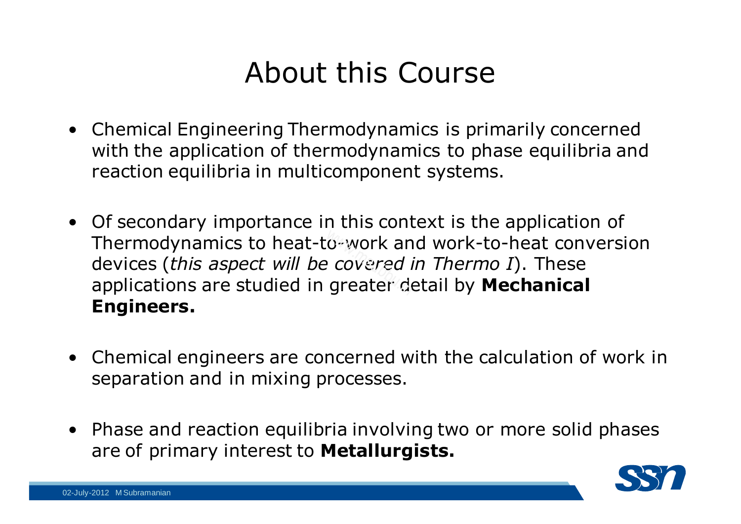# About this Course

- Chemical Engineering Thermodynamics is primarily concerned with the application of thermodynamics to phase equilibria and reaction equilibria in multicomponent systems.

- Of secondary importance in this context is the application of Thermodynamics to heat-to-work and work-to-heat conversion devices (*this aspect will be covered in Thermo I*). These applications are studied in greater detail by **Mechanical Engineers.**

- Chemical engineers are concerned with the calculation of work in separation and in mixing processes.

- Phase and reaction equilibria involving two or more solid phases are of primary interest to **Metallurgists.**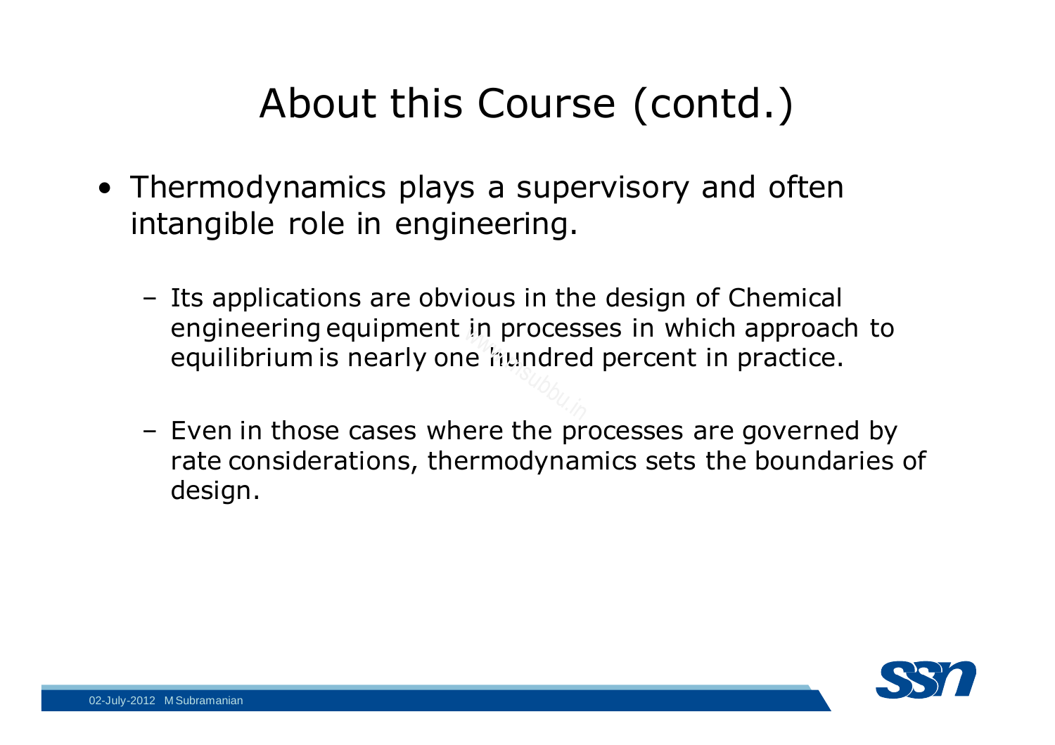# About this Course (contd.)

- Thermodynamics plays a supervisory and often intangible role in engineering.
  - Its applications are obvious in the design of Chemical engineering equipment in processes in which approach to equilibrium is nearly one hundred percent in practice.
  - Even in those cases where the processes are governed by rate considerations, thermodynamics sets the boundaries of design.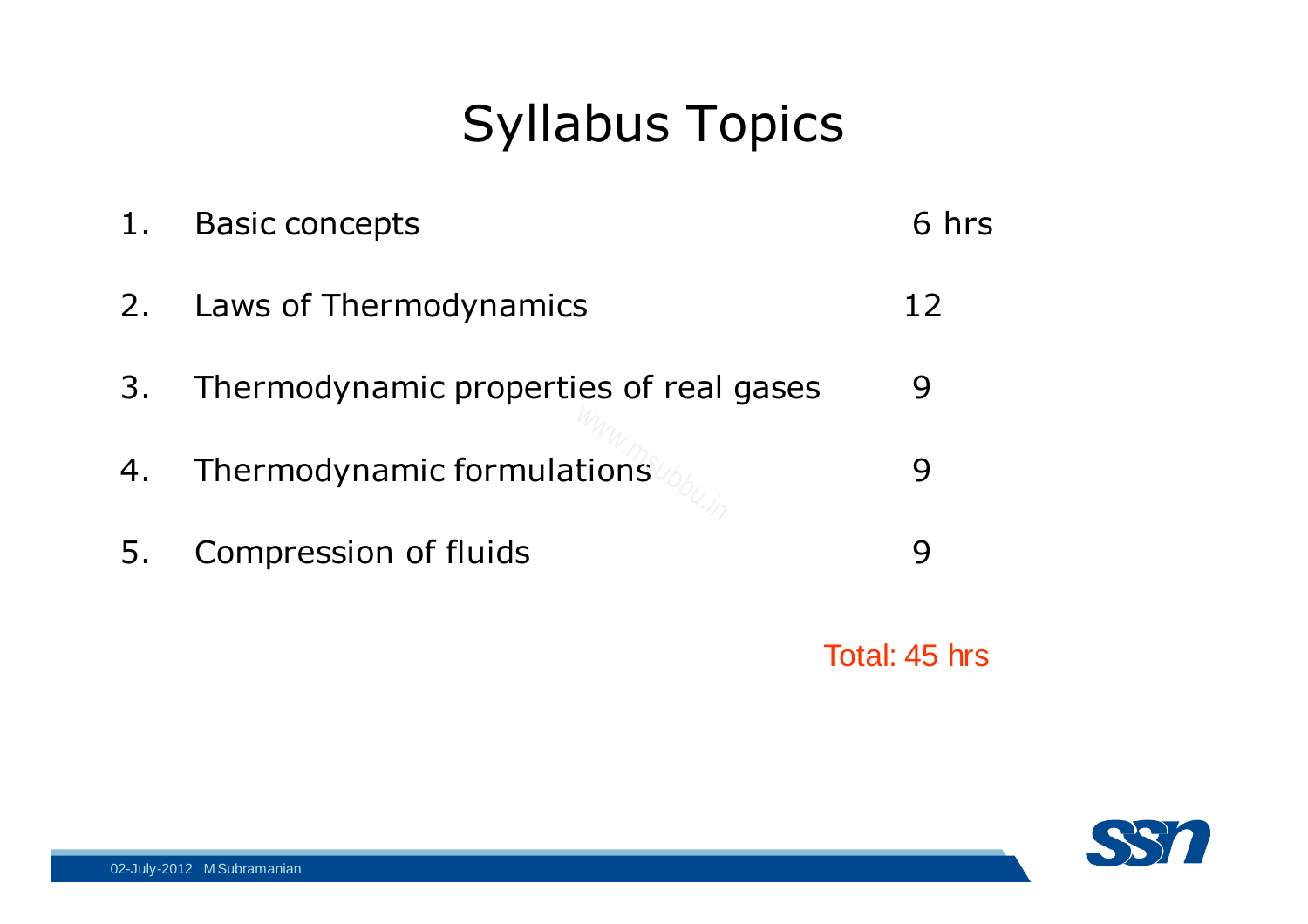# Syllabus Topics

| | Topic | Hours |
|---|---|---|
| 1. | Basic concepts | 6 hrs |
| 2. | Laws of Thermodynamics | 12 |
| 3. | Thermodynamic properties of real gases | 9 |
| 4. | Thermodynamic formulations | 9 |
| 5. | Compression of fluids | 9 |

Total: 45 hrs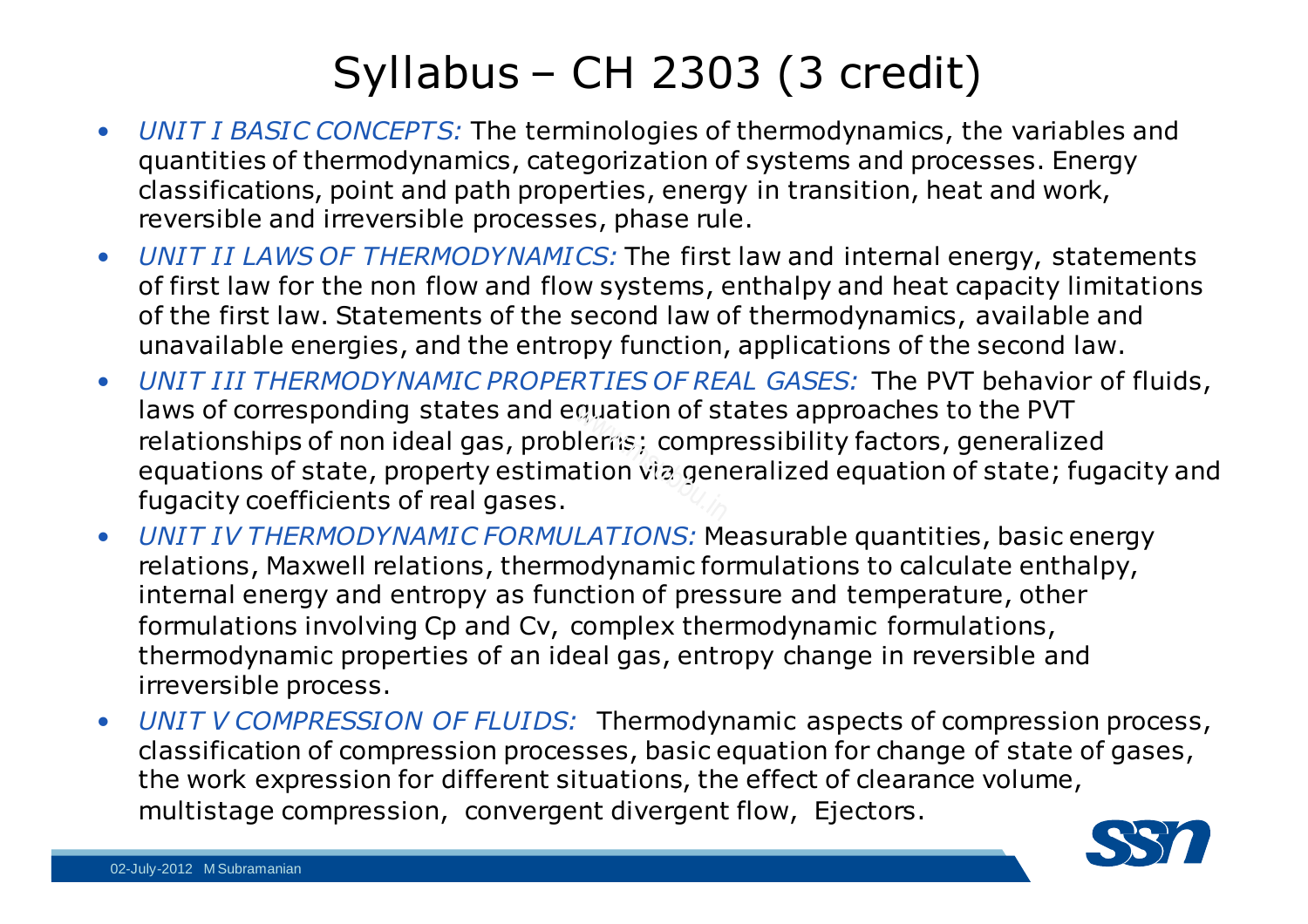# Syllabus – CH 2303 (3 credit)

- *UNIT I BASIC CONCEPTS:* The terminologies of thermodynamics, the variables and quantities of thermodynamics, categorization of systems and processes. Energy classifications, point and path properties, energy in transition, heat and work, reversible and irreversible processes, phase rule.
- *UNIT II LAWS OF THERMODYNAMICS:* The first law and internal energy, statements of first law for the non flow and flow systems, enthalpy and heat capacity limitations of the first law. Statements of the second law of thermodynamics, available and unavailable energies, and the entropy function, applications of the second law.
- *UNIT III THERMODYNAMIC PROPERTIES OF REAL GASES:* The PVT behavior of fluids, laws of corresponding states and equation of states approaches to the PVT relationships of non ideal gas, problems; compressibility factors, generalized equations of state, property estimation via generalized equation of state; fugacity and fugacity coefficients of real gases.
- *UNIT IV THERMODYNAMIC FORMULATIONS:* Measurable quantities, basic energy relations, Maxwell relations, thermodynamic formulations to calculate enthalpy, internal energy and entropy as function of pressure and temperature, other formulations involving Cp and Cv, complex thermodynamic formulations, thermodynamic properties of an ideal gas, entropy change in reversible and irreversible process.
- *UNIT V COMPRESSION OF FLUIDS:* Thermodynamic aspects of compression process, classification of compression processes, basic equation for change of state of gases, the work expression for different situations, the effect of clearance volume, multistage compression, convergent divergent flow, Ejectors.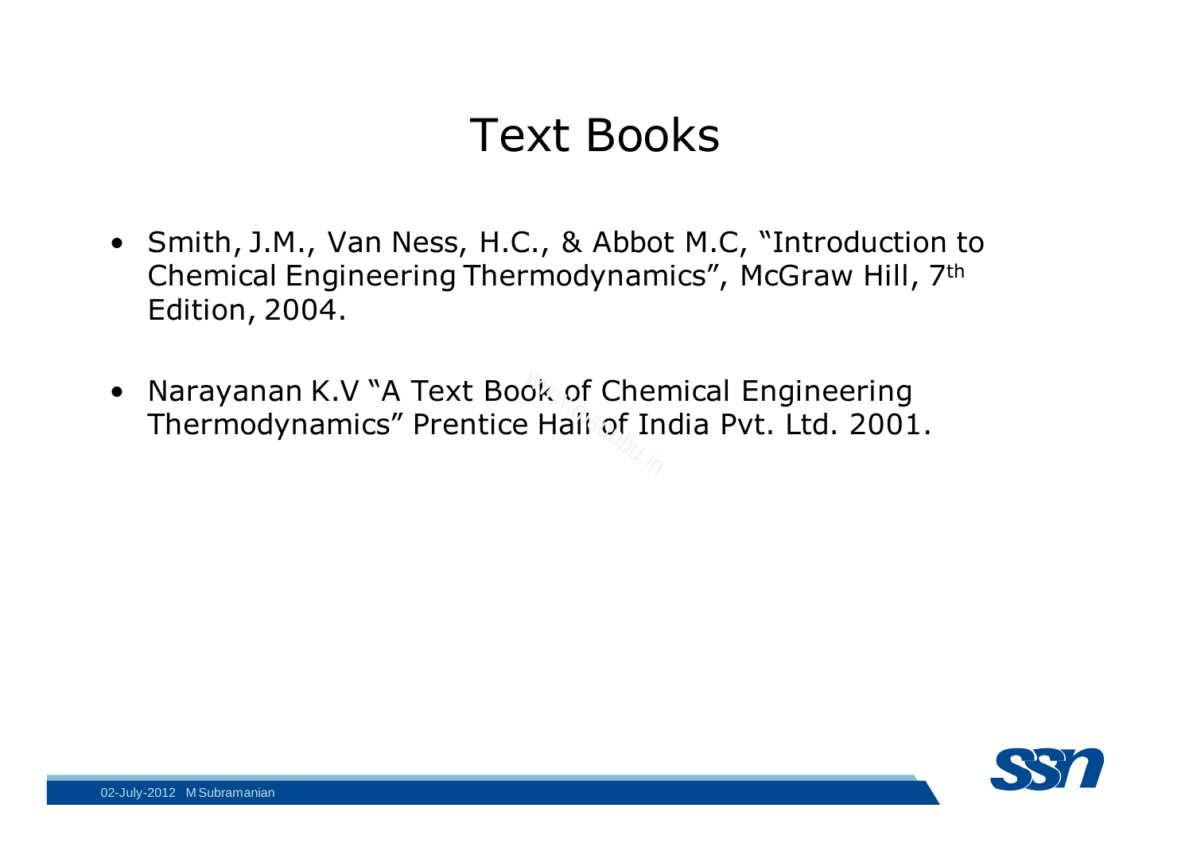# Text Books

- Smith, J.M., Van Ness, H.C., & Abbot M.C, "Introduction to Chemical Engineering Thermodynamics", McGraw Hill, 7th Edition, 2004.

- Narayanan K.V "A Text Book of Chemical Engineering Thermodynamics" Prentice Hall of India Pvt. Ltd. 2001.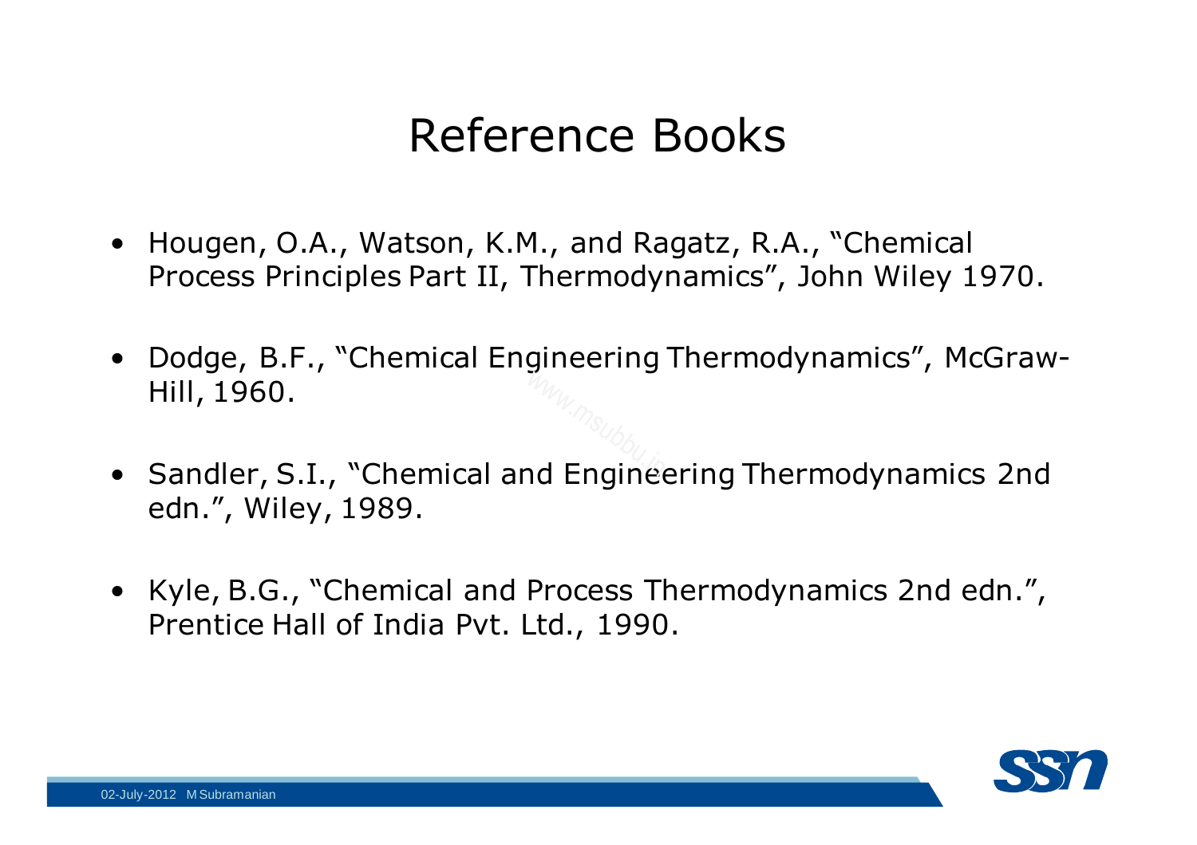# Reference Books

- Hougen, O.A., Watson, K.M., and Ragatz, R.A., "Chemical Process Principles Part II, Thermodynamics", John Wiley 1970.
- Dodge, B.F., "Chemical Engineering Thermodynamics", McGraw-Hill, 1960.
- Sandler, S.I., "Chemical and Engineering Thermodynamics 2nd edn.", Wiley, 1989.
- Kyle, B.G., "Chemical and Process Thermodynamics 2nd edn.", Prentice Hall of India Pvt. Ltd., 1990.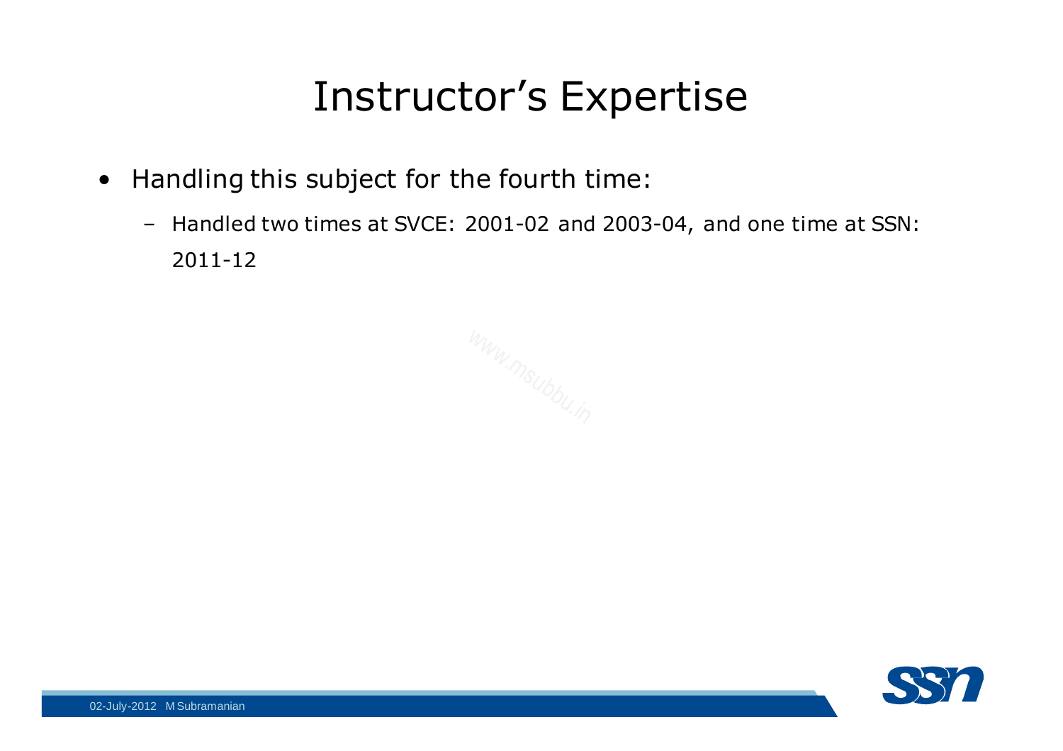# Instructor's Expertise

- Handling this subject for the fourth time:
  - Handled two times at SVCE: 2001-02 and 2003-04, and one time at SSN: 2011-12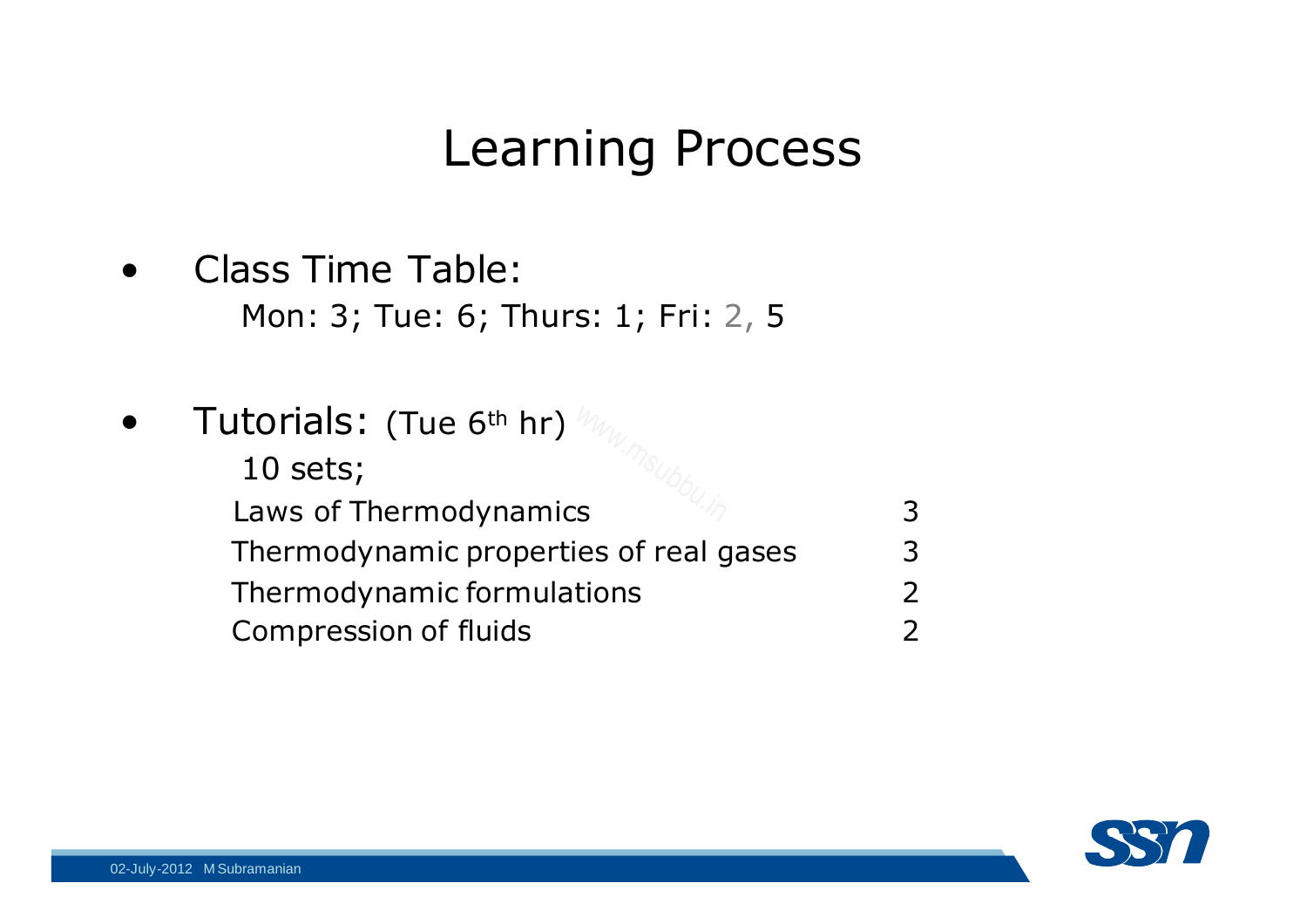# Learning Process

- Class Time Table:

  Mon: 3; Tue: 6; Thurs: 1; Fri: 2, 5

- Tutorials: (Tue 6th hr)

  10 sets;

| | |
|---|---|
| Laws of Thermodynamics | 3 |
| Thermodynamic properties of real gases | 3 |
| Thermodynamic formulations | 2 |
| Compression of fluids | 2 |